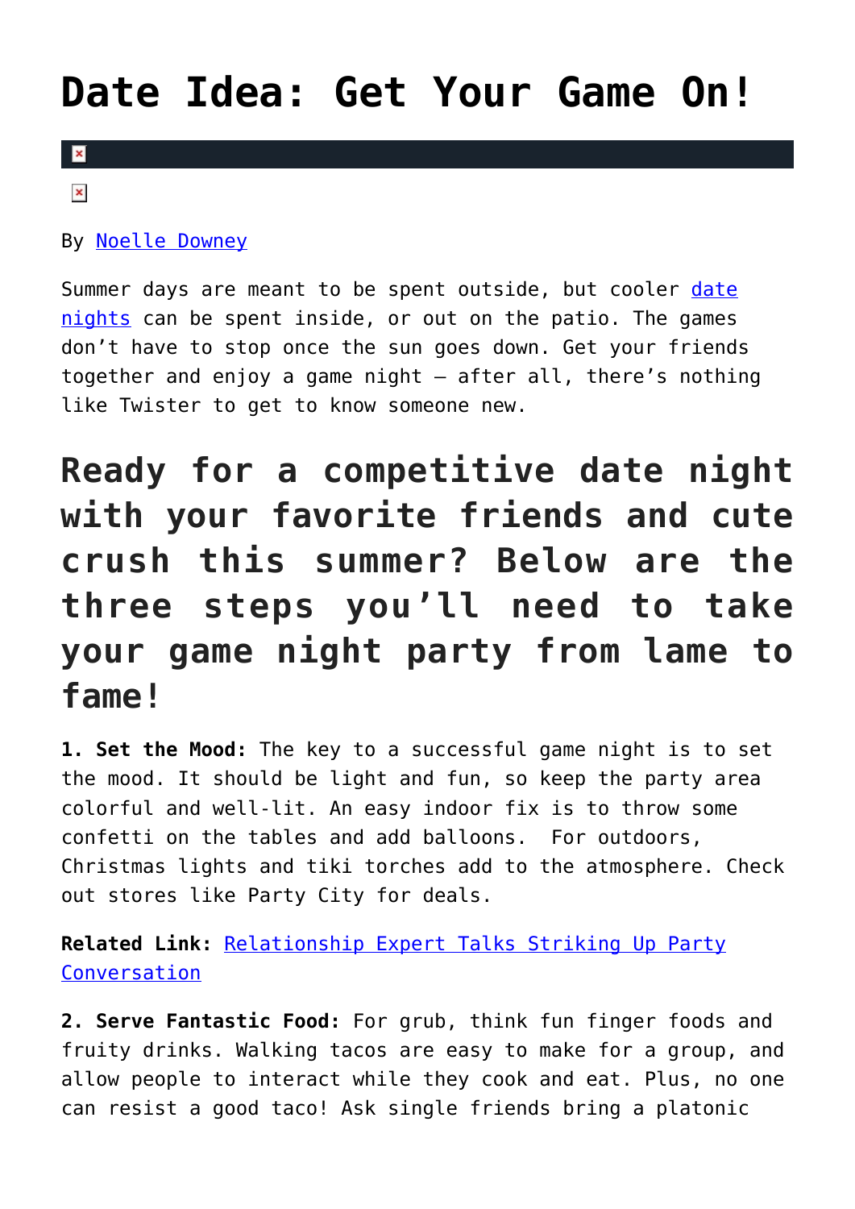# Date Idea: Get Your Game On!

By Noelle Downey

Summer days are meant to be spent outside, but cooler date nights can be spent inside, or out on the patio. The games don't have to stop once the sun goes down. Get your friends together and enjoy a game night – after all, there's nothing like Twister to get to know someone new.

## Ready for a competitive date night with your favorite friends and cute crush this summer? Below are the three steps you'll need to take your game night party from lame to fame!

**1. Set the Mood:** The key to a successful game night is to set the mood. It should be light and fun, so keep the party area colorful and well-lit. An easy indoor fix is to throw some confetti on the tables and add balloons. For outdoors, Christmas lights and tiki torches add to the atmosphere. Check out stores like Party City for deals.

**Related Link:** Relationship Expert Talks Striking Up Party Conversation

**2. Serve Fantastic Food:** For grub, think fun finger foods and fruity drinks. Walking tacos are easy to make for a group, and allow people to interact while they cook and eat. Plus, no one can resist a good taco! Ask single friends bring a platonic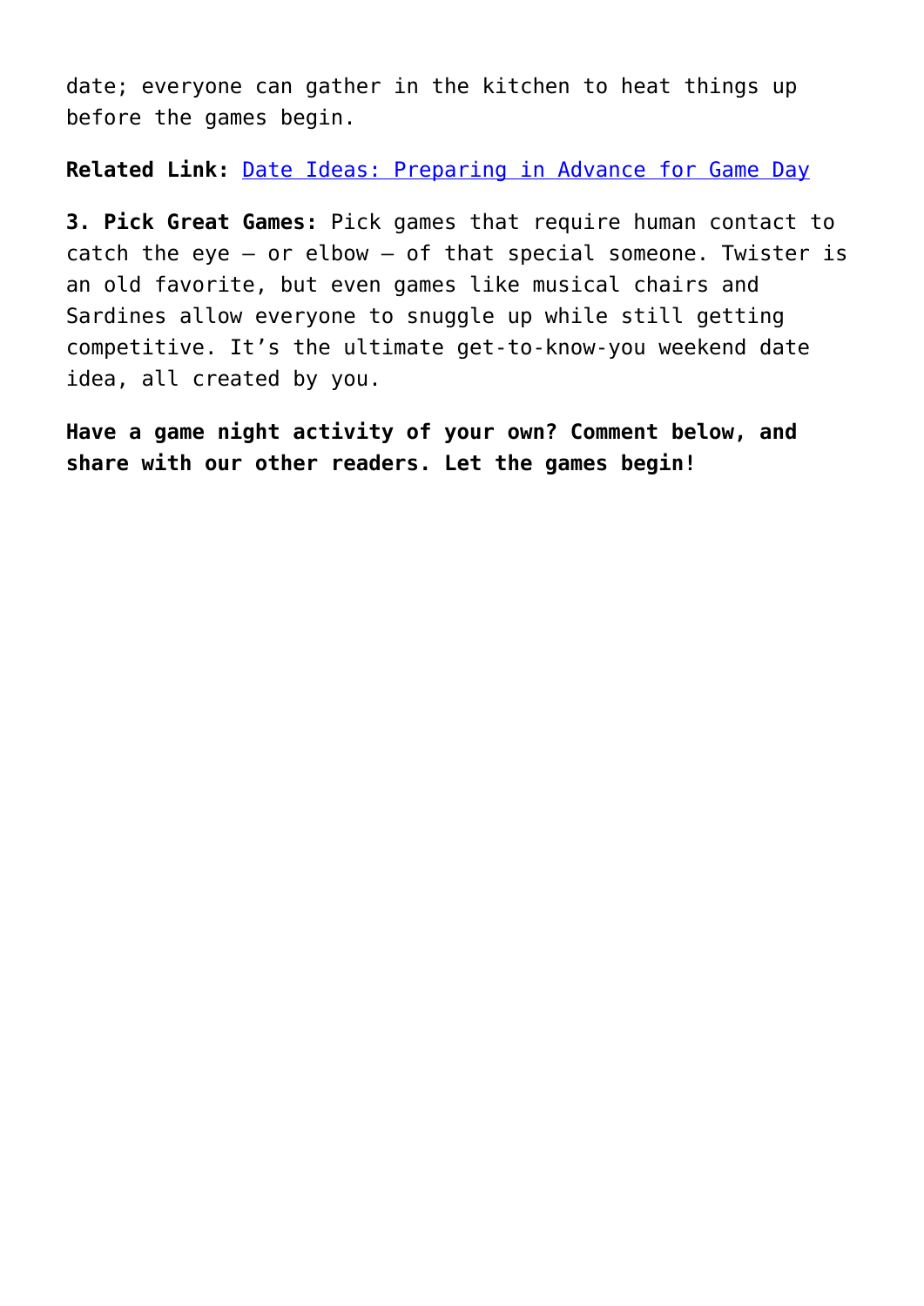date; everyone can gather in the kitchen to heat things up before the games begin.

**Related Link:** Date Ideas: Preparing in Advance for Game Day

**3. Pick Great Games:** Pick games that require human contact to catch the eye – or elbow – of that special someone. Twister is an old favorite, but even games like musical chairs and Sardines allow everyone to snuggle up while still getting competitive. It's the ultimate get-to-know-you weekend date idea, all created by you.

**Have a game night activity of your own? Comment below, and share with our other readers. Let the games begin!**